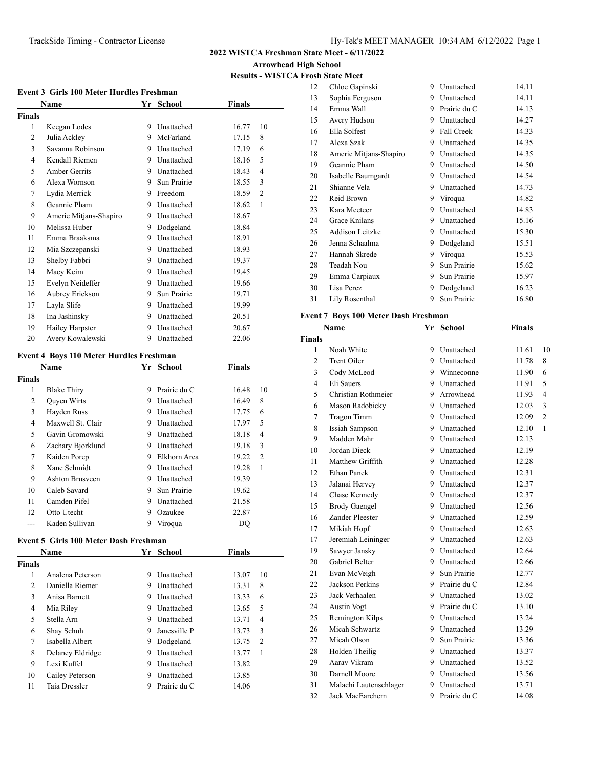## 2022 WISTCA Freshman State Meet - 6/11/2022

### Arrowhead High School

### Results - WISTCA Frosh State Meet

#### Event 3 Girls 100 Meter Hurdles Freshman

| | Name | Yr | School | Finals | |
|---|---|---|---|---|---|
| **Finals** | | | | | |
| 1 | Keegan Lodes | 9 | Unattached | 16.77 | 10 |
| 2 | Julia Ackley | 9 | McFarland | 17.15 | 8 |
| 3 | Savanna Robinson | 9 | Unattached | 17.19 | 6 |
| 4 | Kendall Riemen | 9 | Unattached | 18.16 | 5 |
| 5 | Amber Gerrits | 9 | Unattached | 18.43 | 4 |
| 6 | Alexa Wornson | 9 | Sun Prairie | 18.55 | 3 |
| 7 | Lydia Merrick | 9 | Freedom | 18.59 | 2 |
| 8 | Geannie Pham | 9 | Unattached | 18.62 | 1 |
| 9 | Amerie Mitjans-Shapiro | 9 | Unattached | 18.67 | |
| 10 | Melissa Huber | 9 | Dodgeland | 18.84 | |
| 11 | Emma Braaksma | 9 | Unattached | 18.91 | |
| 12 | Mia Szczepanski | 9 | Unattached | 18.93 | |
| 13 | Shelby Fabbri | 9 | Unattached | 19.37 | |
| 14 | Macy Keim | 9 | Unattached | 19.45 | |
| 15 | Evelyn Neideffer | 9 | Unattached | 19.66 | |
| 16 | Aubrey Erickson | 9 | Sun Prairie | 19.71 | |
| 17 | Layla Slife | 9 | Unattached | 19.99 | |
| 18 | Ina Jashinsky | 9 | Unattached | 20.51 | |
| 19 | Hailey Harpster | 9 | Unattached | 20.67 | |
| 20 | Avery Kowalewski | 9 | Unattached | 22.06 | |

#### Event 4 Boys 110 Meter Hurdles Freshman

| | Name | Yr | School | Finals | |
|---|---|---|---|---|---|
| **Finals** | | | | | |
| 1 | Blake Thiry | 9 | Prairie du C | 16.48 | 10 |
| 2 | Quyen Wirts | 9 | Unattached | 16.49 | 8 |
| 3 | Hayden Russ | 9 | Unattached | 17.75 | 6 |
| 4 | Maxwell St. Clair | 9 | Unattached | 17.97 | 5 |
| 5 | Gavin Gromowski | 9 | Unattached | 18.18 | 4 |
| 6 | Zachary Bjorklund | 9 | Unattached | 19.18 | 3 |
| 7 | Kaiden Porep | 9 | Elkhorn Area | 19.22 | 2 |
| 8 | Xane Schmidt | 9 | Unattached | 19.28 | 1 |
| 9 | Ashton Brusveen | 9 | Unattached | 19.39 | |
| 10 | Caleb Savard | 9 | Sun Prairie | 19.62 | |
| 11 | Camden Pifel | 9 | Unattached | 21.58 | |
| 12 | Otto Utecht | 9 | Ozaukee | 22.87 | |
| --- | Kaden Sullivan | 9 | Viroqua | DQ | |

#### Event 5 Girls 100 Meter Dash Freshman

| | Name | Yr | School | Finals | |
|---|---|---|---|---|---|
| **Finals** | | | | | |
| 1 | Analena Peterson | 9 | Unattached | 13.07 | 10 |
| 2 | Daniella Riemer | 9 | Unattached | 13.31 | 8 |
| 3 | Anisa Barnett | 9 | Unattached | 13.33 | 6 |
| 4 | Mia Riley | 9 | Unattached | 13.65 | 5 |
| 5 | Stella Arn | 9 | Unattached | 13.71 | 4 |
| 6 | Shay Schuh | 9 | Janesville P | 13.73 | 3 |
| 7 | Isabella Albert | 9 | Dodgeland | 13.75 | 2 |
| 8 | Delaney Eldridge | 9 | Unattached | 13.77 | 1 |
| 9 | Lexi Kuffel | 9 | Unattached | 13.82 | |
| 10 | Cailey Peterson | 9 | Unattached | 13.85 | |
| 11 | Taia Dressler | 9 | Prairie du C | 14.06 | |
| 12 | Chloe Gapinski | 9 | Unattached | 14.11 | |
| 13 | Sophia Ferguson | 9 | Unattached | 14.11 | |
| 14 | Emma Wall | 9 | Prairie du C | 14.13 | |
| 15 | Avery Hudson | 9 | Unattached | 14.27 | |
| 16 | Ella Solfest | 9 | Fall Creek | 14.33 | |
| 17 | Alexa Szak | 9 | Unattached | 14.35 | |
| 18 | Amerie Mitjans-Shapiro | 9 | Unattached | 14.35 | |
| 19 | Geannie Pham | 9 | Unattached | 14.50 | |
| 20 | Isabelle Baumgardt | 9 | Unattached | 14.54 | |
| 21 | Shianne Vela | 9 | Unattached | 14.73 | |
| 22 | Reid Brown | 9 | Viroqua | 14.82 | |
| 23 | Kara Meeteer | 9 | Unattached | 14.83 | |
| 24 | Grace Knilans | 9 | Unattached | 15.16 | |
| 25 | Addison Leitzke | 9 | Unattached | 15.30 | |
| 26 | Jenna Schaalma | 9 | Dodgeland | 15.51 | |
| 27 | Hannah Skrede | 9 | Viroqua | 15.53 | |
| 28 | Teadah Nou | 9 | Sun Prairie | 15.62 | |
| 29 | Emma Carpiaux | 9 | Sun Prairie | 15.97 | |
| 30 | Lisa Perez | 9 | Dodgeland | 16.23 | |
| 31 | Lily Rosenthal | 9 | Sun Prairie | 16.80 | |

#### Event 7 Boys 100 Meter Dash Freshman

| | Name | Yr | School | Finals | |
|---|---|---|---|---|---|
| **Finals** | | | | | |
| 1 | Noah White | 9 | Unattached | 11.61 | 10 |
| 2 | Trent Oiler | 9 | Unattached | 11.78 | 8 |
| 3 | Cody McLeod | 9 | Winneconne | 11.90 | 6 |
| 4 | Eli Sauers | 9 | Unattached | 11.91 | 5 |
| 5 | Christian Rothmeier | 9 | Arrowhead | 11.93 | 4 |
| 6 | Mason Radobicky | 9 | Unattached | 12.03 | 3 |
| 7 | Tragon Timm | 9 | Unattached | 12.09 | 2 |
| 8 | Issiah Sampson | 9 | Unattached | 12.10 | 1 |
| 9 | Madden Mahr | 9 | Unattached | 12.13 | |
| 10 | Jordan Dieck | 9 | Unattached | 12.19 | |
| 11 | Matthew Griffith | 9 | Unattached | 12.28 | |
| 12 | Ethan Panek | 9 | Unattached | 12.31 | |
| 13 | Jalanai Hervey | 9 | Unattached | 12.37 | |
| 14 | Chase Kennedy | 9 | Unattached | 12.37 | |
| 15 | Brody Gaengel | 9 | Unattached | 12.56 | |
| 16 | Zander Pleester | 9 | Unattached | 12.59 | |
| 17 | Mikiah Hopf | 9 | Unattached | 12.63 | |
| 17 | Jeremiah Leininger | 9 | Unattached | 12.63 | |
| 19 | Sawyer Jansky | 9 | Unattached | 12.64 | |
| 20 | Gabriel Belter | 9 | Unattached | 12.66 | |
| 21 | Evan McVeigh | 9 | Sun Prairie | 12.77 | |
| 22 | Jackson Perkins | 9 | Prairie du C | 12.84 | |
| 23 | Jack Verhaalen | 9 | Unattached | 13.02 | |
| 24 | Austin Vogt | 9 | Prairie du C | 13.10 | |
| 25 | Remington Kilps | 9 | Unattached | 13.24 | |
| 26 | Micah Schwartz | 9 | Unattached | 13.29 | |
| 27 | Micah Olson | 9 | Sun Prairie | 13.36 | |
| 28 | Holden Theilig | 9 | Unattached | 13.37 | |
| 29 | Aarav Vikram | 9 | Unattached | 13.52 | |
| 30 | Darnell Moore | 9 | Unattached | 13.56 | |
| 31 | Malachi Lautenschlager | 9 | Unattached | 13.71 | |
| 32 | Jack MacEarchern | 9 | Prairie du C | 14.08 | |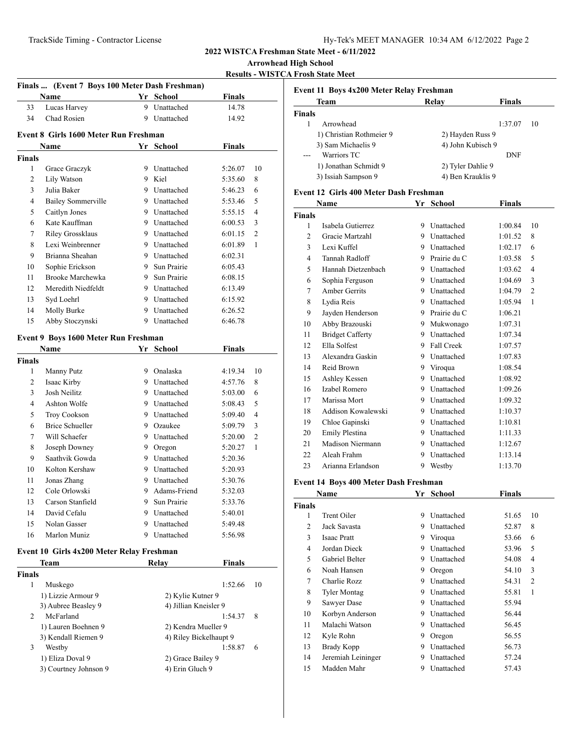**2022 WISTCA Freshman State Meet - 6/11/2022**

**Arrowhead High School**

**Results - WISTCA Frosh State Meet**

### Finals ... (Event 7 Boys 100 Meter Dash Freshman)

| | Name | Yr | School | Finals | |
|---|---|---|---|---|---|
| 33 | Lucas Harvey | 9 | Unattached | 14.78 | |
| 34 | Chad Rosien | 9 | Unattached | 14.92 | |

### Event 8 Girls 1600 Meter Run Freshman

| | Name | Yr | School | Finals | |
|---|---|---|---|---|---|
| **Finals** | | | | | |
| 1 | Grace Graczyk | 9 | Unattached | 5:26.07 | 10 |
| 2 | Lily Watson | 9 | Kiel | 5:35.60 | 8 |
| 3 | Julia Baker | 9 | Unattached | 5:46.23 | 6 |
| 4 | Bailey Sommerville | 9 | Unattached | 5:53.46 | 5 |
| 5 | Caitlyn Jones | 9 | Unattached | 5:55.15 | 4 |
| 6 | Kate Kauffman | 9 | Unattached | 6:00.53 | 3 |
| 7 | Riley Grossklaus | 9 | Unattached | 6:01.15 | 2 |
| 8 | Lexi Weinbrenner | 9 | Unattached | 6:01.89 | 1 |
| 9 | Brianna Sheahan | 9 | Unattached | 6:02.31 | |
| 10 | Sophie Erickson | 9 | Sun Prairie | 6:05.43 | |
| 11 | Brooke Marchewka | 9 | Sun Prairie | 6:08.15 | |
| 12 | Meredith Niedfeldt | 9 | Unattached | 6:13.49 | |
| 13 | Syd Loehrl | 9 | Unattached | 6:15.92 | |
| 14 | Molly Burke | 9 | Unattached | 6:26.52 | |
| 15 | Abby Stoczynski | 9 | Unattached | 6:46.78 | |

### Event 9 Boys 1600 Meter Run Freshman

| | Name | Yr | School | Finals | |
|---|---|---|---|---|---|
| **Finals** | | | | | |
| 1 | Manny Putz | 9 | Onalaska | 4:19.34 | 10 |
| 2 | Isaac Kirby | 9 | Unattached | 4:57.76 | 8 |
| 3 | Josh Neilitz | 9 | Unattached | 5:03.00 | 6 |
| 4 | Ashton Wolfe | 9 | Unattached | 5:08.43 | 5 |
| 5 | Troy Cookson | 9 | Unattached | 5:09.40 | 4 |
| 6 | Brice Schueller | 9 | Ozaukee | 5:09.79 | 3 |
| 7 | Will Schaefer | 9 | Unattached | 5:20.00 | 2 |
| 8 | Joseph Downey | 9 | Oregon | 5:20.27 | 1 |
| 9 | Saathvik Gowda | 9 | Unattached | 5:20.36 | |
| 10 | Kolton Kershaw | 9 | Unattached | 5:20.93 | |
| 11 | Jonas Zhang | 9 | Unattached | 5:30.76 | |
| 12 | Cole Orlowski | 9 | Adams-Friend | 5:32.03 | |
| 13 | Carson Stanfield | 9 | Sun Prairie | 5:33.76 | |
| 14 | David Cefalu | 9 | Unattached | 5:40.01 | |
| 15 | Nolan Gasser | 9 | Unattached | 5:49.48 | |
| 16 | Marlon Muniz | 9 | Unattached | 5:56.98 | |

### Event 10 Girls 4x200 Meter Relay Freshman

| | Team | Relay | Finals | |
|---|---|---|---|---|
| **Finals** | | | | |
| 1 | Muskego | | 1:52.66 | 10 |
| | 1) Lizzie Armour 9 | 2) Kylie Kutner 9 | | |
| | 3) Aubree Beasley 9 | 4) Jillian Kneisler 9 | | |
| 2 | McFarland | | 1:54.37 | 8 |
| | 1) Lauren Boehnen 9 | 2) Kendra Mueller 9 | | |
| | 3) Kendall Riemen 9 | 4) Riley Bickelhaupt 9 | | |
| 3 | Westby | | 1:58.87 | 6 |
| | 1) Eliza Doval 9 | 2) Grace Bailey 9 | | |
| | 3) Courtney Johnson 9 | 4) Erin Gluch 9 | | |

### Event 11 Boys 4x200 Meter Relay Freshman

| | Team | Relay | Finals | |
|---|---|---|---|---|
| **Finals** | | | | |
| 1 | Arrowhead | | 1:37.07 | 10 |
| | 1) Christian Rothmeier 9 | 2) Hayden Russ 9 | | |
| | 3) Sam Michaelis 9 | 4) John Kubisch 9 | | |
| --- | Warriors TC | | DNF | |
| | 1) Jonathan Schmidt 9 | 2) Tyler Dahlie 9 | | |
| | 3) Issiah Sampson 9 | 4) Ben Krauklis 9 | | |

### Event 12 Girls 400 Meter Dash Freshman

| | Name | Yr | School | Finals | |
|---|---|---|---|---|---|
| **Finals** | | | | | |
| 1 | Isabela Gutierrez | 9 | Unattached | 1:00.84 | 10 |
| 2 | Gracie Martzahl | 9 | Unattached | 1:01.52 | 8 |
| 3 | Lexi Kuffel | 9 | Unattached | 1:02.17 | 6 |
| 4 | Tannah Radloff | 9 | Prairie du C | 1:03.58 | 5 |
| 5 | Hannah Dietzenbach | 9 | Unattached | 1:03.62 | 4 |
| 6 | Sophia Ferguson | 9 | Unattached | 1:04.69 | 3 |
| 7 | Amber Gerrits | 9 | Unattached | 1:04.79 | 2 |
| 8 | Lydia Reis | 9 | Unattached | 1:05.94 | 1 |
| 9 | Jayden Henderson | 9 | Prairie du C | 1:06.21 | |
| 10 | Abby Brazouski | 9 | Mukwonago | 1:07.31 | |
| 11 | Bridget Cafferty | 9 | Unattached | 1:07.34 | |
| 12 | Ella Solfest | 9 | Fall Creek | 1:07.57 | |
| 13 | Alexandra Gaskin | 9 | Unattached | 1:07.83 | |
| 14 | Reid Brown | 9 | Viroqua | 1:08.54 | |
| 15 | Ashley Kessen | 9 | Unattached | 1:08.92 | |
| 16 | Izabel Romero | 9 | Unattached | 1:09.26 | |
| 17 | Marissa Mort | 9 | Unattached | 1:09.32 | |
| 18 | Addison Kowalewski | 9 | Unattached | 1:10.37 | |
| 19 | Chloe Gapinski | 9 | Unattached | 1:10.81 | |
| 20 | Emily Plestina | 9 | Unattached | 1:11.33 | |
| 21 | Madison Niermann | 9 | Unattached | 1:12.67 | |
| 22 | Aleah Frahm | 9 | Unattached | 1:13.14 | |
| 23 | Arianna Erlandson | 9 | Westby | 1:13.70 | |

### Event 14 Boys 400 Meter Dash Freshman

| | Name | Yr | School | Finals | |
|---|---|---|---|---|---|
| **Finals** | | | | | |
| 1 | Trent Oiler | 9 | Unattached | 51.65 | 10 |
| 2 | Jack Savasta | 9 | Unattached | 52.87 | 8 |
| 3 | Isaac Pratt | 9 | Viroqua | 53.66 | 6 |
| 4 | Jordan Dieck | 9 | Unattached | 53.96 | 5 |
| 5 | Gabriel Belter | 9 | Unattached | 54.08 | 4 |
| 6 | Noah Hansen | 9 | Oregon | 54.10 | 3 |
| 7 | Charlie Rozz | 9 | Unattached | 54.31 | 2 |
| 8 | Tyler Montag | 9 | Unattached | 55.81 | 1 |
| 9 | Sawyer Dase | 9 | Unattached | 55.94 | |
| 10 | Korbyn Anderson | 9 | Unattached | 56.44 | |
| 11 | Malachi Watson | 9 | Unattached | 56.45 | |
| 12 | Kyle Rohn | 9 | Oregon | 56.55 | |
| 13 | Brady Kopp | 9 | Unattached | 56.73 | |
| 14 | Jeremiah Leininger | 9 | Unattached | 57.24 | |
| 15 | Madden Mahr | 9 | Unattached | 57.43 | |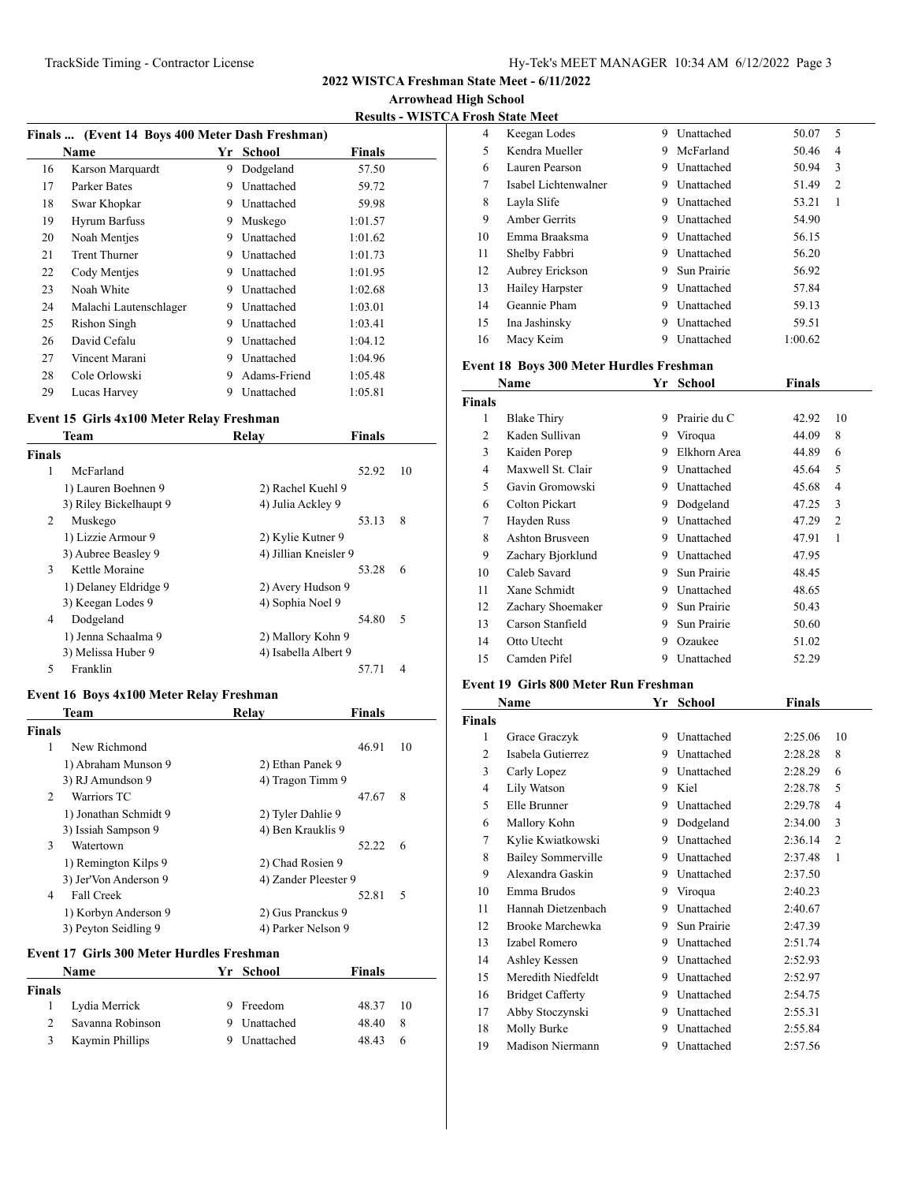## 2022 WISTCA Freshman State Meet - 6/11/2022

### Arrowhead High School

### Results - WISTCA Frosh State Meet

**Finals ... (Event 14 Boys 400 Meter Dash Freshman)**

| | Name | Yr | School | Finals |
|---|---|---|---|---|
| 16 | Karson Marquardt | 9 | Dodgeland | 57.50 |
| 17 | Parker Bates | 9 | Unattached | 59.72 |
| 18 | Swar Khopkar | 9 | Unattached | 59.98 |
| 19 | Hyrum Barfuss | 9 | Muskego | 1:01.57 |
| 20 | Noah Mentjes | 9 | Unattached | 1:01.62 |
| 21 | Trent Thurner | 9 | Unattached | 1:01.73 |
| 22 | Cody Mentjes | 9 | Unattached | 1:01.95 |
| 23 | Noah White | 9 | Unattached | 1:02.68 |
| 24 | Malachi Lautenschlager | 9 | Unattached | 1:03.01 |
| 25 | Rishon Singh | 9 | Unattached | 1:03.41 |
| 26 | David Cefalu | 9 | Unattached | 1:04.12 |
| 27 | Vincent Marani | 9 | Unattached | 1:04.96 |
| 28 | Cole Orlowski | 9 | Adams-Friend | 1:05.48 |
| 29 | Lucas Harvey | 9 | Unattached | 1:05.81 |

**Event 15 Girls 4x100 Meter Relay Freshman**

| | Team | Relay | Finals | |
|---|---|---|---|---|
| **Finals** | | | | |
| 1 | McFarland | | 52.92 | 10 |
| | 1) Lauren Boehnen 9 | 2) Rachel Kuehl 9 | | |
| | 3) Riley Bickelhaupt 9 | 4) Julia Ackley 9 | | |
| 2 | Muskego | | 53.13 | 8 |
| | 1) Lizzie Armour 9 | 2) Kylie Kutner 9 | | |
| | 3) Aubree Beasley 9 | 4) Jillian Kneisler 9 | | |
| 3 | Kettle Moraine | | 53.28 | 6 |
| | 1) Delaney Eldridge 9 | 2) Avery Hudson 9 | | |
| | 3) Keegan Lodes 9 | 4) Sophia Noel 9 | | |
| 4 | Dodgeland | | 54.80 | 5 |
| | 1) Jenna Schaalma 9 | 2) Mallory Kohn 9 | | |
| | 3) Melissa Huber 9 | 4) Isabella Albert 9 | | |
| 5 | Franklin | | 57.71 | 4 |

**Event 16 Boys 4x100 Meter Relay Freshman**

| | Team | Relay | Finals | |
|---|---|---|---|---|
| **Finals** | | | | |
| 1 | New Richmond | | 46.91 | 10 |
| | 1) Abraham Munson 9 | 2) Ethan Panek 9 | | |
| | 3) RJ Amundson 9 | 4) Tragon Timm 9 | | |
| 2 | Warriors TC | | 47.67 | 8 |
| | 1) Jonathan Schmidt 9 | 2) Tyler Dahlie 9 | | |
| | 3) Issiah Sampson 9 | 4) Ben Krauklis 9 | | |
| 3 | Watertown | | 52.22 | 6 |
| | 1) Remington Kilps 9 | 2) Chad Rosien 9 | | |
| | 3) Jer'Von Anderson 9 | 4) Zander Pleester 9 | | |
| 4 | Fall Creek | | 52.81 | 5 |
| | 1) Korbyn Anderson 9 | 2) Gus Pranckus 9 | | |
| | 3) Peyton Seidling 9 | 4) Parker Nelson 9 | | |

**Event 17 Girls 300 Meter Hurdles Freshman**

| | Name | Yr | School | Finals | |
|---|---|---|---|---|---|
| **Finals** | | | | | |
| 1 | Lydia Merrick | 9 | Freedom | 48.37 | 10 |
| 2 | Savanna Robinson | 9 | Unattached | 48.40 | 8 |
| 3 | Kaymin Phillips | 9 | Unattached | 48.43 | 6 |
| 4 | Keegan Lodes | 9 | Unattached | 50.07 | 5 |
| 5 | Kendra Mueller | 9 | McFarland | 50.46 | 4 |
| 6 | Lauren Pearson | 9 | Unattached | 50.94 | 3 |
| 7 | Isabel Lichtenwalner | 9 | Unattached | 51.49 | 2 |
| 8 | Layla Slife | 9 | Unattached | 53.21 | 1 |
| 9 | Amber Gerrits | 9 | Unattached | 54.90 | |
| 10 | Emma Braaksma | 9 | Unattached | 56.15 | |
| 11 | Shelby Fabbri | 9 | Unattached | 56.20 | |
| 12 | Aubrey Erickson | 9 | Sun Prairie | 56.92 | |
| 13 | Hailey Harpster | 9 | Unattached | 57.84 | |
| 14 | Geannie Pham | 9 | Unattached | 59.13 | |
| 15 | Ina Jashinsky | 9 | Unattached | 59.51 | |
| 16 | Macy Keim | 9 | Unattached | 1:00.62 | |

**Event 18 Boys 300 Meter Hurdles Freshman**

| | Name | Yr | School | Finals | |
|---|---|---|---|---|---|
| **Finals** | | | | | |
| 1 | Blake Thiry | 9 | Prairie du C | 42.92 | 10 |
| 2 | Kaden Sullivan | 9 | Viroqua | 44.09 | 8 |
| 3 | Kaiden Porep | 9 | Elkhorn Area | 44.89 | 6 |
| 4 | Maxwell St. Clair | 9 | Unattached | 45.64 | 5 |
| 5 | Gavin Gromowski | 9 | Unattached | 45.68 | 4 |
| 6 | Colton Pickart | 9 | Dodgeland | 47.25 | 3 |
| 7 | Hayden Russ | 9 | Unattached | 47.29 | 2 |
| 8 | Ashton Brusveen | 9 | Unattached | 47.91 | 1 |
| 9 | Zachary Bjorklund | 9 | Unattached | 47.95 | |
| 10 | Caleb Savard | 9 | Sun Prairie | 48.45 | |
| 11 | Xane Schmidt | 9 | Unattached | 48.65 | |
| 12 | Zachary Shoemaker | 9 | Sun Prairie | 50.43 | |
| 13 | Carson Stanfield | 9 | Sun Prairie | 50.60 | |
| 14 | Otto Utecht | 9 | Ozaukee | 51.02 | |
| 15 | Camden Pifel | 9 | Unattached | 52.29 | |

**Event 19 Girls 800 Meter Run Freshman**

| | Name | Yr | School | Finals | |
|---|---|---|---|---|---|
| **Finals** | | | | | |
| 1 | Grace Graczyk | 9 | Unattached | 2:25.06 | 10 |
| 2 | Isabela Gutierrez | 9 | Unattached | 2:28.28 | 8 |
| 3 | Carly Lopez | 9 | Unattached | 2:28.29 | 6 |
| 4 | Lily Watson | 9 | Kiel | 2:28.78 | 5 |
| 5 | Elle Brunner | 9 | Unattached | 2:29.78 | 4 |
| 6 | Mallory Kohn | 9 | Dodgeland | 2:34.00 | 3 |
| 7 | Kylie Kwiatkowski | 9 | Unattached | 2:36.14 | 2 |
| 8 | Bailey Sommerville | 9 | Unattached | 2:37.48 | 1 |
| 9 | Alexandra Gaskin | 9 | Unattached | 2:37.50 | |
| 10 | Emma Brudos | 9 | Viroqua | 2:40.23 | |
| 11 | Hannah Dietzenbach | 9 | Unattached | 2:40.67 | |
| 12 | Brooke Marchewka | 9 | Sun Prairie | 2:47.39 | |
| 13 | Izabel Romero | 9 | Unattached | 2:51.74 | |
| 14 | Ashley Kessen | 9 | Unattached | 2:52.93 | |
| 15 | Meredith Niedfeldt | 9 | Unattached | 2:52.97 | |
| 16 | Bridget Cafferty | 9 | Unattached | 2:54.75 | |
| 17 | Abby Stoczynski | 9 | Unattached | 2:55.31 | |
| 18 | Molly Burke | 9 | Unattached | 2:55.84 | |
| 19 | Madison Niermann | 9 | Unattached | 2:57.56 | |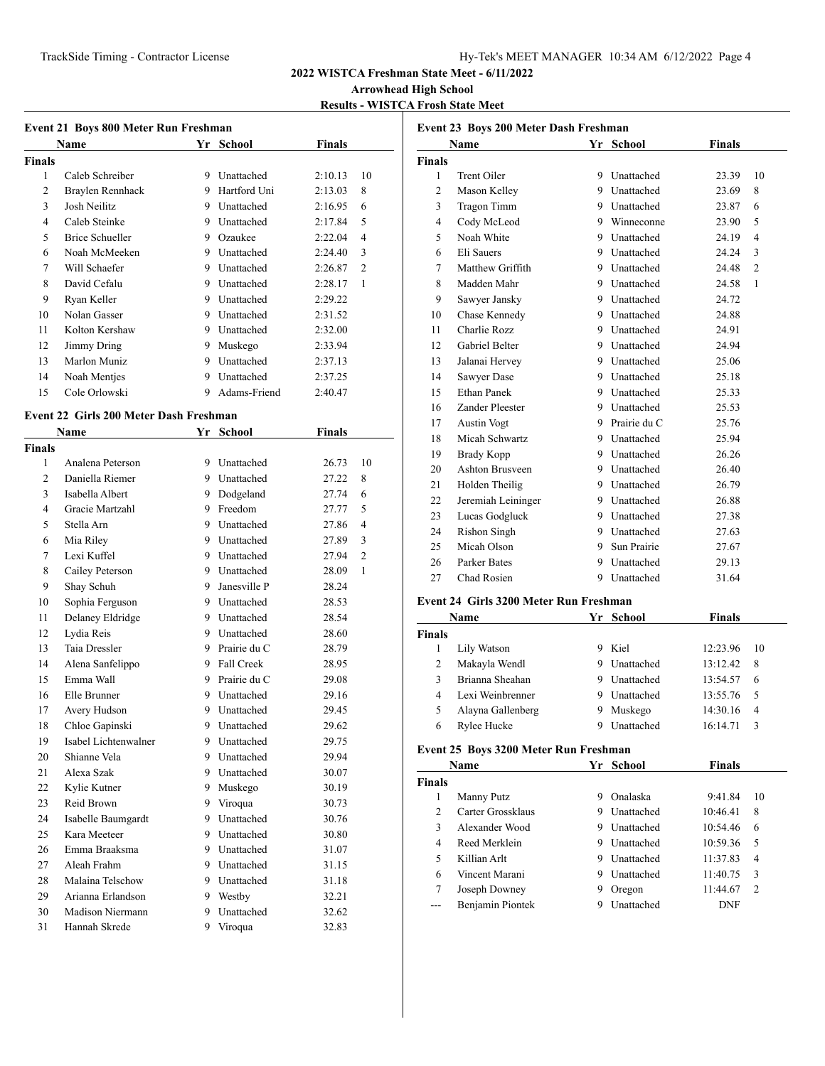## 2022 WISTCA Freshman State Meet - 6/11/2022

### Arrowhead High School

### Results - WISTCA Frosh State Meet

### Event 21 Boys 800 Meter Run Freshman

| | Name | Yr | School | Finals | |
|---|---|---|---|---|---|
| **Finals** | | | | | |
| 1 | Caleb Schreiber | 9 | Unattached | 2:10.13 | 10 |
| 2 | Braylen Rennhack | 9 | Hartford Uni | 2:13.03 | 8 |
| 3 | Josh Neilitz | 9 | Unattached | 2:16.95 | 6 |
| 4 | Caleb Steinke | 9 | Unattached | 2:17.84 | 5 |
| 5 | Brice Schueller | 9 | Ozaukee | 2:22.04 | 4 |
| 6 | Noah McMeeken | 9 | Unattached | 2:24.40 | 3 |
| 7 | Will Schaefer | 9 | Unattached | 2:26.87 | 2 |
| 8 | David Cefalu | 9 | Unattached | 2:28.17 | 1 |
| 9 | Ryan Keller | 9 | Unattached | 2:29.22 | |
| 10 | Nolan Gasser | 9 | Unattached | 2:31.52 | |
| 11 | Kolton Kershaw | 9 | Unattached | 2:32.00 | |
| 12 | Jimmy Dring | 9 | Muskego | 2:33.94 | |
| 13 | Marlon Muniz | 9 | Unattached | 2:37.13 | |
| 14 | Noah Mentjes | 9 | Unattached | 2:37.25 | |
| 15 | Cole Orlowski | 9 | Adams-Friend | 2:40.47 | |

### Event 22 Girls 200 Meter Dash Freshman

| | Name | Yr | School | Finals | |
|---|---|---|---|---|---|
| **Finals** | | | | | |
| 1 | Analena Peterson | 9 | Unattached | 26.73 | 10 |
| 2 | Daniella Riemer | 9 | Unattached | 27.22 | 8 |
| 3 | Isabella Albert | 9 | Dodgeland | 27.74 | 6 |
| 4 | Gracie Martzahl | 9 | Freedom | 27.77 | 5 |
| 5 | Stella Arn | 9 | Unattached | 27.86 | 4 |
| 6 | Mia Riley | 9 | Unattached | 27.89 | 3 |
| 7 | Lexi Kuffel | 9 | Unattached | 27.94 | 2 |
| 8 | Cailey Peterson | 9 | Unattached | 28.09 | 1 |
| 9 | Shay Schuh | 9 | Janesville P | 28.24 | |
| 10 | Sophia Ferguson | 9 | Unattached | 28.53 | |
| 11 | Delaney Eldridge | 9 | Unattached | 28.54 | |
| 12 | Lydia Reis | 9 | Unattached | 28.60 | |
| 13 | Taia Dressler | 9 | Prairie du C | 28.79 | |
| 14 | Alena Sanfelippo | 9 | Fall Creek | 28.95 | |
| 15 | Emma Wall | 9 | Prairie du C | 29.08 | |
| 16 | Elle Brunner | 9 | Unattached | 29.16 | |
| 17 | Avery Hudson | 9 | Unattached | 29.45 | |
| 18 | Chloe Gapinski | 9 | Unattached | 29.62 | |
| 19 | Isabel Lichtenwalner | 9 | Unattached | 29.75 | |
| 20 | Shianne Vela | 9 | Unattached | 29.94 | |
| 21 | Alexa Szak | 9 | Unattached | 30.07 | |
| 22 | Kylie Kutner | 9 | Muskego | 30.19 | |
| 23 | Reid Brown | 9 | Viroqua | 30.73 | |
| 24 | Isabelle Baumgardt | 9 | Unattached | 30.76 | |
| 25 | Kara Meeteer | 9 | Unattached | 30.80 | |
| 26 | Emma Braaksma | 9 | Unattached | 31.07 | |
| 27 | Aleah Frahm | 9 | Unattached | 31.15 | |
| 28 | Malaina Telschow | 9 | Unattached | 31.18 | |
| 29 | Arianna Erlandson | 9 | Westby | 32.21 | |
| 30 | Madison Niermann | 9 | Unattached | 32.62 | |
| 31 | Hannah Skrede | 9 | Viroqua | 32.83 | |

### Event 23 Boys 200 Meter Dash Freshman

| | Name | Yr | School | Finals | |
|---|---|---|---|---|---|
| **Finals** | | | | | |
| 1 | Trent Oiler | 9 | Unattached | 23.39 | 10 |
| 2 | Mason Kelley | 9 | Unattached | 23.69 | 8 |
| 3 | Tragon Timm | 9 | Unattached | 23.87 | 6 |
| 4 | Cody McLeod | 9 | Winneconne | 23.90 | 5 |
| 5 | Noah White | 9 | Unattached | 24.19 | 4 |
| 6 | Eli Sauers | 9 | Unattached | 24.24 | 3 |
| 7 | Matthew Griffith | 9 | Unattached | 24.48 | 2 |
| 8 | Madden Mahr | 9 | Unattached | 24.58 | 1 |
| 9 | Sawyer Jansky | 9 | Unattached | 24.72 | |
| 10 | Chase Kennedy | 9 | Unattached | 24.88 | |
| 11 | Charlie Rozz | 9 | Unattached | 24.91 | |
| 12 | Gabriel Belter | 9 | Unattached | 24.94 | |
| 13 | Jalanai Hervey | 9 | Unattached | 25.06 | |
| 14 | Sawyer Dase | 9 | Unattached | 25.18 | |
| 15 | Ethan Panek | 9 | Unattached | 25.33 | |
| 16 | Zander Pleester | 9 | Unattached | 25.53 | |
| 17 | Austin Vogt | 9 | Prairie du C | 25.76 | |
| 18 | Micah Schwartz | 9 | Unattached | 25.94 | |
| 19 | Brady Kopp | 9 | Unattached | 26.26 | |
| 20 | Ashton Brusveen | 9 | Unattached | 26.40 | |
| 21 | Holden Theilig | 9 | Unattached | 26.79 | |
| 22 | Jeremiah Leininger | 9 | Unattached | 26.88 | |
| 23 | Lucas Godgluck | 9 | Unattached | 27.38 | |
| 24 | Rishon Singh | 9 | Unattached | 27.63 | |
| 25 | Micah Olson | 9 | Sun Prairie | 27.67 | |
| 26 | Parker Bates | 9 | Unattached | 29.13 | |
| 27 | Chad Rosien | 9 | Unattached | 31.64 | |

### Event 24 Girls 3200 Meter Run Freshman

| | Name | Yr | School | Finals | |
|---|---|---|---|---|---|
| **Finals** | | | | | |
| 1 | Lily Watson | 9 | Kiel | 12:23.96 | 10 |
| 2 | Makayla Wendl | 9 | Unattached | 13:12.42 | 8 |
| 3 | Brianna Sheahan | 9 | Unattached | 13:54.57 | 6 |
| 4 | Lexi Weinbrenner | 9 | Unattached | 13:55.76 | 5 |
| 5 | Alayna Gallenberg | 9 | Muskego | 14:30.16 | 4 |
| 6 | Rylee Hucke | 9 | Unattached | 16:14.71 | 3 |

### Event 25 Boys 3200 Meter Run Freshman

| | Name | Yr | School | Finals | |
|---|---|---|---|---|---|
| **Finals** | | | | | |
| 1 | Manny Putz | 9 | Onalaska | 9:41.84 | 10 |
| 2 | Carter Grossklaus | 9 | Unattached | 10:46.41 | 8 |
| 3 | Alexander Wood | 9 | Unattached | 10:54.46 | 6 |
| 4 | Reed Merklein | 9 | Unattached | 10:59.36 | 5 |
| 5 | Killian Arlt | 9 | Unattached | 11:37.83 | 4 |
| 6 | Vincent Marani | 9 | Unattached | 11:40.75 | 3 |
| 7 | Joseph Downey | 9 | Oregon | 11:44.67 | 2 |
| --- | Benjamin Piontek | 9 | Unattached | DNF | |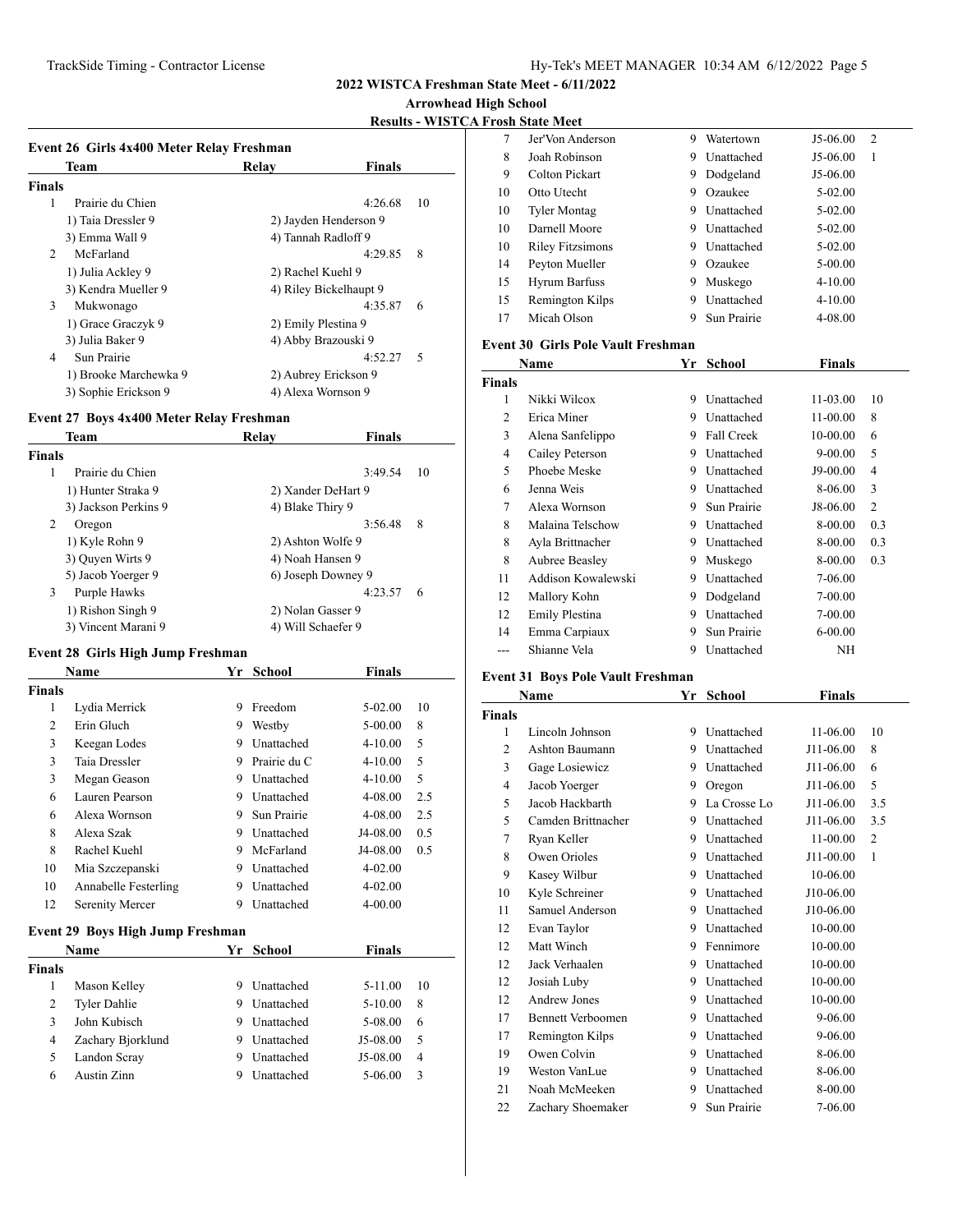## 2022 WISTCA Freshman State Meet - 6/11/2022

**Arrowhead High School**

**Results - WISTCA Frosh State Meet**

### Event 26 Girls 4x400 Meter Relay Freshman

| | Team | Relay | Finals | |
|---|---|---|---|---|
| **Finals** | | | | |
| 1 | Prairie du Chien | | 4:26.68 | 10 |
| | 1) Taia Dressler 9 | 2) Jayden Henderson 9 | | |
| | 3) Emma Wall 9 | 4) Tannah Radloff 9 | | |
| 2 | McFarland | | 4:29.85 | 8 |
| | 1) Julia Ackley 9 | 2) Rachel Kuehl 9 | | |
| | 3) Kendra Mueller 9 | 4) Riley Bickelhaupt 9 | | |
| 3 | Mukwonago | | 4:35.87 | 6 |
| | 1) Grace Graczyk 9 | 2) Emily Plestina 9 | | |
| | 3) Julia Baker 9 | 4) Abby Brazouski 9 | | |
| 4 | Sun Prairie | | 4:52.27 | 5 |
| | 1) Brooke Marchewka 9 | 2) Aubrey Erickson 9 | | |
| | 3) Sophie Erickson 9 | 4) Alexa Wornson 9 | | |

### Event 27 Boys 4x400 Meter Relay Freshman

| | Team | Relay | Finals | |
|---|---|---|---|---|
| **Finals** | | | | |
| 1 | Prairie du Chien | | 3:49.54 | 10 |
| | 1) Hunter Straka 9 | 2) Xander DeHart 9 | | |
| | 3) Jackson Perkins 9 | 4) Blake Thiry 9 | | |
| 2 | Oregon | | 3:56.48 | 8 |
| | 1) Kyle Rohn 9 | 2) Ashton Wolfe 9 | | |
| | 3) Quyen Wirts 9 | 4) Noah Hansen 9 | | |
| | 5) Jacob Yoerger 9 | 6) Joseph Downey 9 | | |
| 3 | Purple Hawks | | 4:23.57 | 6 |
| | 1) Rishon Singh 9 | 2) Nolan Gasser 9 | | |
| | 3) Vincent Marani 9 | 4) Will Schaefer 9 | | |

### Event 28 Girls High Jump Freshman

| | Name | Yr | School | Finals | |
|---|---|---|---|---|---|
| **Finals** | | | | | |
| 1 | Lydia Merrick | 9 | Freedom | 5-02.00 | 10 |
| 2 | Erin Gluch | 9 | Westby | 5-00.00 | 8 |
| 3 | Keegan Lodes | 9 | Unattached | 4-10.00 | 5 |
| 3 | Taia Dressler | 9 | Prairie du C | 4-10.00 | 5 |
| 3 | Megan Geason | 9 | Unattached | 4-10.00 | 5 |
| 6 | Lauren Pearson | 9 | Unattached | 4-08.00 | 2.5 |
| 6 | Alexa Wornson | 9 | Sun Prairie | 4-08.00 | 2.5 |
| 8 | Alexa Szak | 9 | Unattached | J4-08.00 | 0.5 |
| 8 | Rachel Kuehl | 9 | McFarland | J4-08.00 | 0.5 |
| 10 | Mia Szczepanski | 9 | Unattached | 4-02.00 | |
| 10 | Annabelle Festerling | 9 | Unattached | 4-02.00 | |
| 12 | Serenity Mercer | 9 | Unattached | 4-00.00 | |

### Event 29 Boys High Jump Freshman

| | Name | Yr | School | Finals | |
|---|---|---|---|---|---|
| **Finals** | | | | | |
| 1 | Mason Kelley | 9 | Unattached | 5-11.00 | 10 |
| 2 | Tyler Dahlie | 9 | Unattached | 5-10.00 | 8 |
| 3 | John Kubisch | 9 | Unattached | 5-08.00 | 6 |
| 4 | Zachary Bjorklund | 9 | Unattached | J5-08.00 | 5 |
| 5 | Landon Scray | 9 | Unattached | J5-08.00 | 4 |
| 6 | Austin Zinn | 9 | Unattached | 5-06.00 | 3 |
| 7 | Jer'Von Anderson | 9 | Watertown | J5-06.00 | 2 |
| 8 | Joah Robinson | 9 | Unattached | J5-06.00 | 1 |
| 9 | Colton Pickart | 9 | Dodgeland | J5-06.00 | |
| 10 | Otto Utecht | 9 | Ozaukee | 5-02.00 | |
| 10 | Tyler Montag | 9 | Unattached | 5-02.00 | |
| 10 | Darnell Moore | 9 | Unattached | 5-02.00 | |
| 10 | Riley Fitzsimons | 9 | Unattached | 5-02.00 | |
| 14 | Peyton Mueller | 9 | Ozaukee | 5-00.00 | |
| 15 | Hyrum Barfuss | 9 | Muskego | 4-10.00 | |
| 15 | Remington Kilps | 9 | Unattached | 4-10.00 | |
| 17 | Micah Olson | 9 | Sun Prairie | 4-08.00 | |

### Event 30 Girls Pole Vault Freshman

| | Name | Yr | School | Finals | |
|---|---|---|---|---|---|
| **Finals** | | | | | |
| 1 | Nikki Wilcox | 9 | Unattached | 11-03.00 | 10 |
| 2 | Erica Miner | 9 | Unattached | 11-00.00 | 8 |
| 3 | Alena Sanfelippo | 9 | Fall Creek | 10-00.00 | 6 |
| 4 | Cailey Peterson | 9 | Unattached | 9-00.00 | 5 |
| 5 | Phoebe Meske | 9 | Unattached | J9-00.00 | 4 |
| 6 | Jenna Weis | 9 | Unattached | 8-06.00 | 3 |
| 7 | Alexa Wornson | 9 | Sun Prairie | J8-06.00 | 2 |
| 8 | Malaina Telschow | 9 | Unattached | 8-00.00 | 0.3 |
| 8 | Ayla Brittnacher | 9 | Unattached | 8-00.00 | 0.3 |
| 8 | Aubree Beasley | 9 | Muskego | 8-00.00 | 0.3 |
| 11 | Addison Kowalewski | 9 | Unattached | 7-06.00 | |
| 12 | Mallory Kohn | 9 | Dodgeland | 7-00.00 | |
| 12 | Emily Plestina | 9 | Unattached | 7-00.00 | |
| 14 | Emma Carpiaux | 9 | Sun Prairie | 6-00.00 | |
| --- | Shianne Vela | 9 | Unattached | NH | |

### Event 31 Boys Pole Vault Freshman

| | Name | Yr | School | Finals | |
|---|---|---|---|---|---|
| **Finals** | | | | | |
| 1 | Lincoln Johnson | 9 | Unattached | 11-06.00 | 10 |
| 2 | Ashton Baumann | 9 | Unattached | J11-06.00 | 8 |
| 3 | Gage Losiewicz | 9 | Unattached | J11-06.00 | 6 |
| 4 | Jacob Yoerger | 9 | Oregon | J11-06.00 | 5 |
| 5 | Jacob Hackbarth | 9 | La Crosse Lo | J11-06.00 | 3.5 |
| 5 | Camden Brittnacher | 9 | Unattached | J11-06.00 | 3.5 |
| 7 | Ryan Keller | 9 | Unattached | 11-00.00 | 2 |
| 8 | Owen Orioles | 9 | Unattached | J11-00.00 | 1 |
| 9 | Kasey Wilbur | 9 | Unattached | 10-06.00 | |
| 10 | Kyle Schreiner | 9 | Unattached | J10-06.00 | |
| 11 | Samuel Anderson | 9 | Unattached | J10-06.00 | |
| 12 | Evan Taylor | 9 | Unattached | 10-00.00 | |
| 12 | Matt Winch | 9 | Fennimore | 10-00.00 | |
| 12 | Jack Verhaalen | 9 | Unattached | 10-00.00 | |
| 12 | Josiah Luby | 9 | Unattached | 10-00.00 | |
| 12 | Andrew Jones | 9 | Unattached | 10-00.00 | |
| 17 | Bennett Verboomen | 9 | Unattached | 9-06.00 | |
| 17 | Remington Kilps | 9 | Unattached | 9-06.00 | |
| 19 | Owen Colvin | 9 | Unattached | 8-06.00 | |
| 19 | Weston VanLue | 9 | Unattached | 8-06.00 | |
| 21 | Noah McMeeken | 9 | Unattached | 8-00.00 | |
| 22 | Zachary Shoemaker | 9 | Sun Prairie | 7-06.00 | |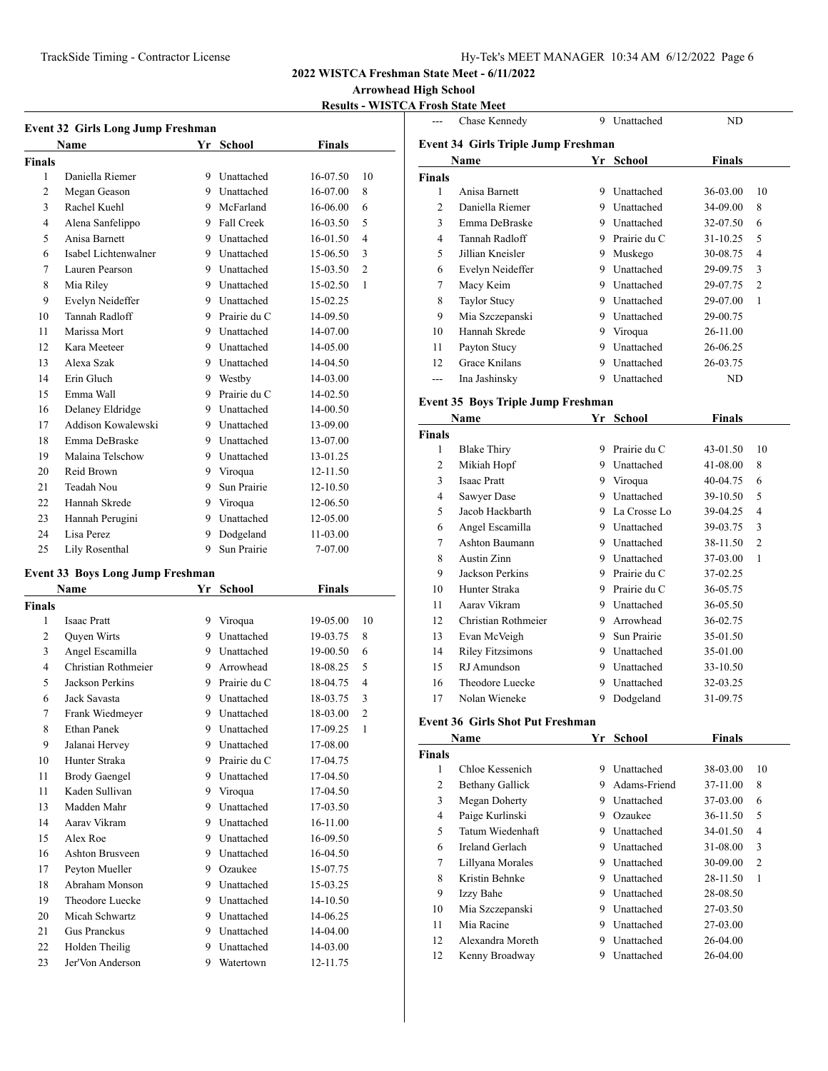**2022 WISTCA Freshman State Meet - 6/11/2022**

**Arrowhead High School**

**Results - WISTCA Frosh State Meet**

### Event 32 Girls Long Jump Freshman

| | Name | Yr | School | Finals | |
|---|---|---|---|---|---|
| **Finals** | | | | | |
| 1 | Daniella Riemer | 9 | Unattached | 16-07.50 | 10 |
| 2 | Megan Geason | 9 | Unattached | 16-07.00 | 8 |
| 3 | Rachel Kuehl | 9 | McFarland | 16-06.00 | 6 |
| 4 | Alena Sanfelippo | 9 | Fall Creek | 16-03.50 | 5 |
| 5 | Anisa Barnett | 9 | Unattached | 16-01.50 | 4 |
| 6 | Isabel Lichtenwalner | 9 | Unattached | 15-06.50 | 3 |
| 7 | Lauren Pearson | 9 | Unattached | 15-03.50 | 2 |
| 8 | Mia Riley | 9 | Unattached | 15-02.50 | 1 |
| 9 | Evelyn Neideffer | 9 | Unattached | 15-02.25 | |
| 10 | Tannah Radloff | 9 | Prairie du C | 14-09.50 | |
| 11 | Marissa Mort | 9 | Unattached | 14-07.00 | |
| 12 | Kara Meeteer | 9 | Unattached | 14-05.00 | |
| 13 | Alexa Szak | 9 | Unattached | 14-04.50 | |
| 14 | Erin Gluch | 9 | Westby | 14-03.00 | |
| 15 | Emma Wall | 9 | Prairie du C | 14-02.50 | |
| 16 | Delaney Eldridge | 9 | Unattached | 14-00.50 | |
| 17 | Addison Kowalewski | 9 | Unattached | 13-09.00 | |
| 18 | Emma DeBraske | 9 | Unattached | 13-07.00 | |
| 19 | Malaina Telschow | 9 | Unattached | 13-01.25 | |
| 20 | Reid Brown | 9 | Viroqua | 12-11.50 | |
| 21 | Teadah Nou | 9 | Sun Prairie | 12-10.50 | |
| 22 | Hannah Skrede | 9 | Viroqua | 12-06.50 | |
| 23 | Hannah Perugini | 9 | Unattached | 12-05.00 | |
| 24 | Lisa Perez | 9 | Dodgeland | 11-03.00 | |
| 25 | Lily Rosenthal | 9 | Sun Prairie | 7-07.00 | |

### Event 33 Boys Long Jump Freshman

| | Name | Yr | School | Finals | |
|---|---|---|---|---|---|
| **Finals** | | | | | |
| 1 | Isaac Pratt | 9 | Viroqua | 19-05.00 | 10 |
| 2 | Quyen Wirts | 9 | Unattached | 19-03.75 | 8 |
| 3 | Angel Escamilla | 9 | Unattached | 19-00.50 | 6 |
| 4 | Christian Rothmeier | 9 | Arrowhead | 18-08.25 | 5 |
| 5 | Jackson Perkins | 9 | Prairie du C | 18-04.75 | 4 |
| 6 | Jack Savasta | 9 | Unattached | 18-03.75 | 3 |
| 7 | Frank Wiedmeyer | 9 | Unattached | 18-03.00 | 2 |
| 8 | Ethan Panek | 9 | Unattached | 17-09.25 | 1 |
| 9 | Jalanai Hervey | 9 | Unattached | 17-08.00 | |
| 10 | Hunter Straka | 9 | Prairie du C | 17-04.75 | |
| 11 | Brody Gaengel | 9 | Unattached | 17-04.50 | |
| 11 | Kaden Sullivan | 9 | Viroqua | 17-04.50 | |
| 13 | Madden Mahr | 9 | Unattached | 17-03.50 | |
| 14 | Aarav Vikram | 9 | Unattached | 16-11.00 | |
| 15 | Alex Roe | 9 | Unattached | 16-09.50 | |
| 16 | Ashton Brusveen | 9 | Unattached | 16-04.50 | |
| 17 | Peyton Mueller | 9 | Ozaukee | 15-07.75 | |
| 18 | Abraham Monson | 9 | Unattached | 15-03.25 | |
| 19 | Theodore Luecke | 9 | Unattached | 14-10.50 | |
| 20 | Micah Schwartz | 9 | Unattached | 14-06.25 | |
| 21 | Gus Pranckus | 9 | Unattached | 14-04.00 | |
| 22 | Holden Theilig | 9 | Unattached | 14-03.00 | |
| 23 | Jer'Von Anderson | 9 | Watertown | 12-11.75 | |
| --- | Chase Kennedy | 9 | Unattached | ND | |

### Event 34 Girls Triple Jump Freshman

| | Name | Yr | School | Finals | |
|---|---|---|---|---|---|
| **Finals** | | | | | |
| 1 | Anisa Barnett | 9 | Unattached | 36-03.00 | 10 |
| 2 | Daniella Riemer | 9 | Unattached | 34-09.00 | 8 |
| 3 | Emma DeBraske | 9 | Unattached | 32-07.50 | 6 |
| 4 | Tannah Radloff | 9 | Prairie du C | 31-10.25 | 5 |
| 5 | Jillian Kneisler | 9 | Muskego | 30-08.75 | 4 |
| 6 | Evelyn Neideffer | 9 | Unattached | 29-09.75 | 3 |
| 7 | Macy Keim | 9 | Unattached | 29-07.75 | 2 |
| 8 | Taylor Stucy | 9 | Unattached | 29-07.00 | 1 |
| 9 | Mia Szczepanski | 9 | Unattached | 29-00.75 | |
| 10 | Hannah Skrede | 9 | Viroqua | 26-11.00 | |
| 11 | Payton Stucy | 9 | Unattached | 26-06.25 | |
| 12 | Grace Knilans | 9 | Unattached | 26-03.75 | |
| --- | Ina Jashinsky | 9 | Unattached | ND | |

### Event 35 Boys Triple Jump Freshman

| | Name | Yr | School | Finals | |
|---|---|---|---|---|---|
| **Finals** | | | | | |
| 1 | Blake Thiry | 9 | Prairie du C | 43-01.50 | 10 |
| 2 | Mikiah Hopf | 9 | Unattached | 41-08.00 | 8 |
| 3 | Isaac Pratt | 9 | Viroqua | 40-04.75 | 6 |
| 4 | Sawyer Dase | 9 | Unattached | 39-10.50 | 5 |
| 5 | Jacob Hackbarth | 9 | La Crosse Lo | 39-04.25 | 4 |
| 6 | Angel Escamilla | 9 | Unattached | 39-03.75 | 3 |
| 7 | Ashton Baumann | 9 | Unattached | 38-11.50 | 2 |
| 8 | Austin Zinn | 9 | Unattached | 37-03.00 | 1 |
| 9 | Jackson Perkins | 9 | Prairie du C | 37-02.25 | |
| 10 | Hunter Straka | 9 | Prairie du C | 36-05.75 | |
| 11 | Aarav Vikram | 9 | Unattached | 36-05.50 | |
| 12 | Christian Rothmeier | 9 | Arrowhead | 36-02.75 | |
| 13 | Evan McVeigh | 9 | Sun Prairie | 35-01.50 | |
| 14 | Riley Fitzsimons | 9 | Unattached | 35-01.00 | |
| 15 | RJ Amundson | 9 | Unattached | 33-10.50 | |
| 16 | Theodore Luecke | 9 | Unattached | 32-03.25 | |
| 17 | Nolan Wieneke | 9 | Dodgeland | 31-09.75 | |

### Event 36 Girls Shot Put Freshman

| | Name | Yr | School | Finals | |
|---|---|---|---|---|---|
| **Finals** | | | | | |
| 1 | Chloe Kessenich | 9 | Unattached | 38-03.00 | 10 |
| 2 | Bethany Gallick | 9 | Adams-Friend | 37-11.00 | 8 |
| 3 | Megan Doherty | 9 | Unattached | 37-03.00 | 6 |
| 4 | Paige Kurlinski | 9 | Ozaukee | 36-11.50 | 5 |
| 5 | Tatum Wiedenhaft | 9 | Unattached | 34-01.50 | 4 |
| 6 | Ireland Gerlach | 9 | Unattached | 31-08.00 | 3 |
| 7 | Lillyana Morales | 9 | Unattached | 30-09.00 | 2 |
| 8 | Kristin Behnke | 9 | Unattached | 28-11.50 | 1 |
| 9 | Izzy Bahe | 9 | Unattached | 28-08.50 | |
| 10 | Mia Szczepanski | 9 | Unattached | 27-03.50 | |
| 11 | Mia Racine | 9 | Unattached | 27-03.00 | |
| 12 | Alexandra Moreth | 9 | Unattached | 26-04.00 | |
| 12 | Kenny Broadway | 9 | Unattached | 26-04.00 | |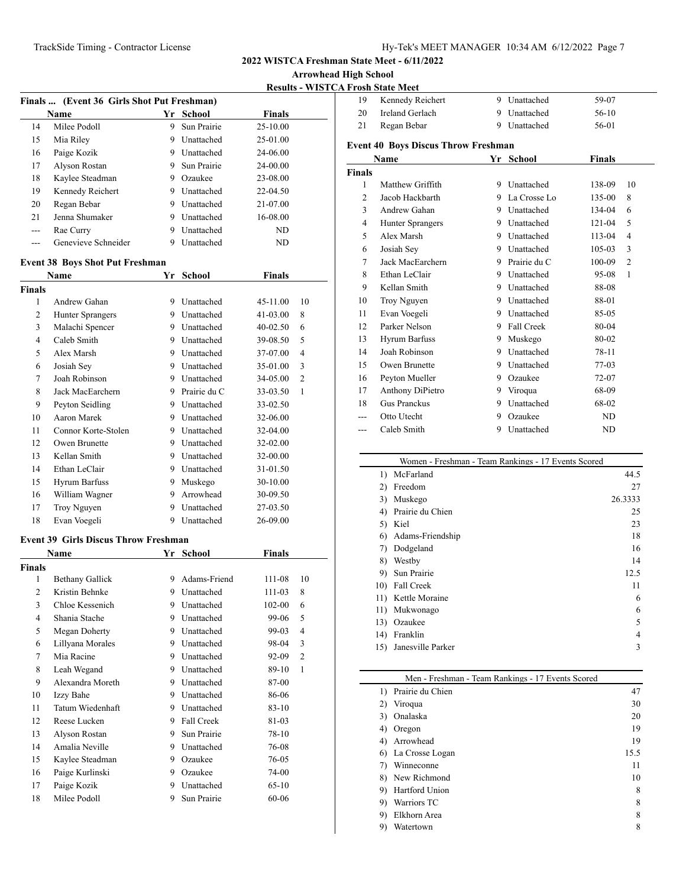## 2022 WISTCA Freshman State Meet - 6/11/2022

**Arrowhead High School**

**Results - WISTCA Frosh State Meet**

### Finals ... (Event 36 Girls Shot Put Freshman)

| | Name | Yr | School | Finals | |
|---|---|---|---|---|---|
| 14 | Milee Podoll | 9 | Sun Prairie | 25-10.00 | |
| 15 | Mia Riley | 9 | Unattached | 25-01.00 | |
| 16 | Paige Kozik | 9 | Unattached | 24-06.00 | |
| 17 | Alyson Rostan | 9 | Sun Prairie | 24-00.00 | |
| 18 | Kaylee Steadman | 9 | Ozaukee | 23-08.00 | |
| 19 | Kennedy Reichert | 9 | Unattached | 22-04.50 | |
| 20 | Regan Bebar | 9 | Unattached | 21-07.00 | |
| 21 | Jenna Shumaker | 9 | Unattached | 16-08.00 | |
| --- | Rae Curry | 9 | Unattached | ND | |
| --- | Genevieve Schneider | 9 | Unattached | ND | |

### Event 38 Boys Shot Put Freshman

| | Name | Yr | School | Finals | |
|---|---|---|---|---|---|
| **Finals** | | | | | |
| 1 | Andrew Gahan | 9 | Unattached | 45-11.00 | 10 |
| 2 | Hunter Sprangers | 9 | Unattached | 41-03.00 | 8 |
| 3 | Malachi Spencer | 9 | Unattached | 40-02.50 | 6 |
| 4 | Caleb Smith | 9 | Unattached | 39-08.50 | 5 |
| 5 | Alex Marsh | 9 | Unattached | 37-07.00 | 4 |
| 6 | Josiah Sey | 9 | Unattached | 35-01.00 | 3 |
| 7 | Joah Robinson | 9 | Unattached | 34-05.00 | 2 |
| 8 | Jack MacEarchern | 9 | Prairie du C | 33-03.50 | 1 |
| 9 | Peyton Seidling | 9 | Unattached | 33-02.50 | |
| 10 | Aaron Marek | 9 | Unattached | 32-06.00 | |
| 11 | Connor Korte-Stolen | 9 | Unattached | 32-04.00 | |
| 12 | Owen Brunette | 9 | Unattached | 32-02.00 | |
| 13 | Kellan Smith | 9 | Unattached | 32-00.00 | |
| 14 | Ethan LeClair | 9 | Unattached | 31-01.50 | |
| 15 | Hyrum Barfuss | 9 | Muskego | 30-10.00 | |
| 16 | William Wagner | 9 | Arrowhead | 30-09.50 | |
| 17 | Troy Nguyen | 9 | Unattached | 27-03.50 | |
| 18 | Evan Voegeli | 9 | Unattached | 26-09.00 | |

### Event 39 Girls Discus Throw Freshman

| | Name | Yr | School | Finals | |
|---|---|---|---|---|---|
| **Finals** | | | | | |
| 1 | Bethany Gallick | 9 | Adams-Friend | 111-08 | 10 |
| 2 | Kristin Behnke | 9 | Unattached | 111-03 | 8 |
| 3 | Chloe Kessenich | 9 | Unattached | 102-00 | 6 |
| 4 | Shania Stache | 9 | Unattached | 99-06 | 5 |
| 5 | Megan Doherty | 9 | Unattached | 99-03 | 4 |
| 6 | Lillyana Morales | 9 | Unattached | 98-04 | 3 |
| 7 | Mia Racine | 9 | Unattached | 92-09 | 2 |
| 8 | Leah Wegand | 9 | Unattached | 89-10 | 1 |
| 9 | Alexandra Moreth | 9 | Unattached | 87-00 | |
| 10 | Izzy Bahe | 9 | Unattached | 86-06 | |
| 11 | Tatum Wiedenhaft | 9 | Unattached | 83-10 | |
| 12 | Reese Lucken | 9 | Fall Creek | 81-03 | |
| 13 | Alyson Rostan | 9 | Sun Prairie | 78-10 | |
| 14 | Amalia Neville | 9 | Unattached | 76-08 | |
| 15 | Kaylee Steadman | 9 | Ozaukee | 76-05 | |
| 16 | Paige Kurlinski | 9 | Ozaukee | 74-00 | |
| 17 | Paige Kozik | 9 | Unattached | 65-10 | |
| 18 | Milee Podoll | 9 | Sun Prairie | 60-06 | |
| 19 | Kennedy Reichert | 9 | Unattached | 59-07 | |
| 20 | Ireland Gerlach | 9 | Unattached | 56-10 | |
| 21 | Regan Bebar | 9 | Unattached | 56-01 | |

### Event 40 Boys Discus Throw Freshman

| | Name | Yr | School | Finals | |
|---|---|---|---|---|---|
| **Finals** | | | | | |
| 1 | Matthew Griffith | 9 | Unattached | 138-09 | 10 |
| 2 | Jacob Hackbarth | 9 | La Crosse Lo | 135-00 | 8 |
| 3 | Andrew Gahan | 9 | Unattached | 134-04 | 6 |
| 4 | Hunter Sprangers | 9 | Unattached | 121-04 | 5 |
| 5 | Alex Marsh | 9 | Unattached | 113-04 | 4 |
| 6 | Josiah Sey | 9 | Unattached | 105-03 | 3 |
| 7 | Jack MacEarchern | 9 | Prairie du C | 100-09 | 2 |
| 8 | Ethan LeClair | 9 | Unattached | 95-08 | 1 |
| 9 | Kellan Smith | 9 | Unattached | 88-08 | |
| 10 | Troy Nguyen | 9 | Unattached | 88-01 | |
| 11 | Evan Voegeli | 9 | Unattached | 85-05 | |
| 12 | Parker Nelson | 9 | Fall Creek | 80-04 | |
| 13 | Hyrum Barfuss | 9 | Muskego | 80-02 | |
| 14 | Joah Robinson | 9 | Unattached | 78-11 | |
| 15 | Owen Brunette | 9 | Unattached | 77-03 | |
| 16 | Peyton Mueller | 9 | Ozaukee | 72-07 | |
| 17 | Anthony DiPietro | 9 | Viroqua | 68-09 | |
| 18 | Gus Pranckus | 9 | Unattached | 68-02 | |
| --- | Otto Utecht | 9 | Ozaukee | ND | |
| --- | Caleb Smith | 9 | Unattached | ND | |

### Women - Freshman - Team Rankings - 17 Events Scored

| | Team | Points |
|---|---|---|
| 1) | McFarland | 44.5 |
| 2) | Freedom | 27 |
| 3) | Muskego | 26.3333 |
| 4) | Prairie du Chien | 25 |
| 5) | Kiel | 23 |
| 6) | Adams-Friendship | 18 |
| 7) | Dodgeland | 16 |
| 8) | Westby | 14 |
| 9) | Sun Prairie | 12.5 |
| 10) | Fall Creek | 11 |
| 11) | Kettle Moraine | 6 |
| 11) | Mukwonago | 6 |
| 13) | Ozaukee | 5 |
| 14) | Franklin | 4 |
| 15) | Janesville Parker | 3 |

### Men - Freshman - Team Rankings - 17 Events Scored

| | Team | Points |
|---|---|---|
| 1) | Prairie du Chien | 47 |
| 2) | Viroqua | 30 |
| 3) | Onalaska | 20 |
| 4) | Oregon | 19 |
| 4) | Arrowhead | 19 |
| 6) | La Crosse Logan | 15.5 |
| 7) | Winneconne | 11 |
| 8) | New Richmond | 10 |
| 9) | Hartford Union | 8 |
| 9) | Warriors TC | 8 |
| 9) | Elkhorn Area | 8 |
| 9) | Watertown | 8 |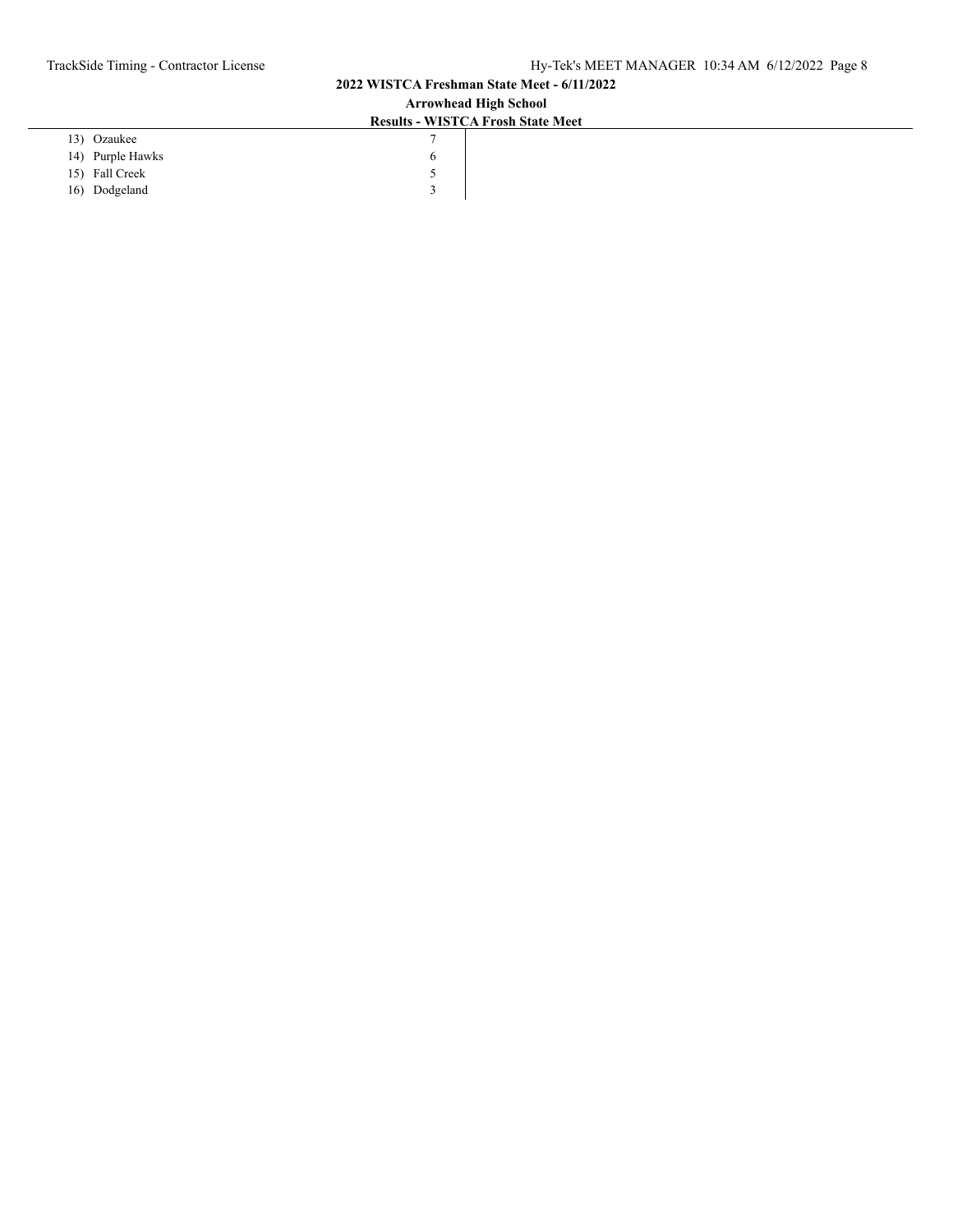| | |
|---|---|
| 13) Ozaukee | 7 |
| 14) Purple Hawks | 6 |
| 15) Fall Creek | 5 |
| 16) Dodgeland | 3 |